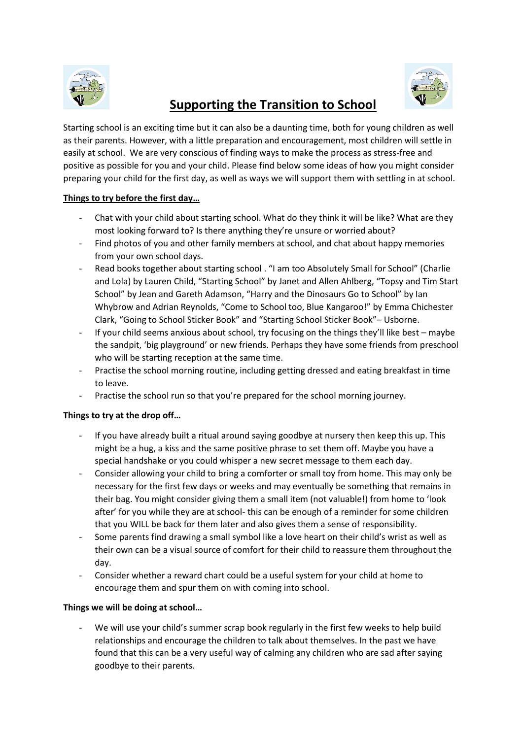# Supporting the Transition to School

Starting school is an exciting time but it can also be a daunting time, both for young children as well as their parents. However, with a little preparation and encouragement, most children will settle in easily at school. We are very conscious of finding ways to make the process as stress-free and positive as possible for you and your child. Please find below some ideas of how you might consider preparing your child for the first day, as well as ways we will support them with settling in at school.

**Things to try before the first day…**

- Chat with your child about starting school. What do they think it will be like? What are they most looking forward to? Is there anything they're unsure or worried about?
- Find photos of you and other family members at school, and chat about happy memories from your own school days.
- Read books together about starting school . "I am too Absolutely Small for School" (Charlie and Lola) by Lauren Child, "Starting School" by Janet and Allen Ahlberg, "Topsy and Tim Start School" by Jean and Gareth Adamson, "Harry and the Dinosaurs Go to School" by Ian Whybrow and Adrian Reynolds, "Come to School too, Blue Kangaroo!" by Emma Chichester Clark, "Going to School Sticker Book" and "Starting School Sticker Book"– Usborne.
- If your child seems anxious about school, try focusing on the things they'll like best – maybe the sandpit, 'big playground' or new friends. Perhaps they have some friends from preschool who will be starting reception at the same time.
- Practise the school morning routine, including getting dressed and eating breakfast in time to leave.
- Practise the school run so that you're prepared for the school morning journey.

**Things to try at the drop off…**

- If you have already built a ritual around saying goodbye at nursery then keep this up. This might be a hug, a kiss and the same positive phrase to set them off. Maybe you have a special handshake or you could whisper a new secret message to them each day.
- Consider allowing your child to bring a comforter or small toy from home. This may only be necessary for the first few days or weeks and may eventually be something that remains in their bag. You might consider giving them a small item (not valuable!) from home to 'look after' for you while they are at school- this can be enough of a reminder for some children that you WILL be back for them later and also gives them a sense of responsibility.
- Some parents find drawing a small symbol like a love heart on their child's wrist as well as their own can be a visual source of comfort for their child to reassure them throughout the day.
- Consider whether a reward chart could be a useful system for your child at home to encourage them and spur them on with coming into school.

**Things we will be doing at school…**

- We will use your child's summer scrap book regularly in the first few weeks to help build relationships and encourage the children to talk about themselves. In the past we have found that this can be a very useful way of calming any children who are sad after saying goodbye to their parents.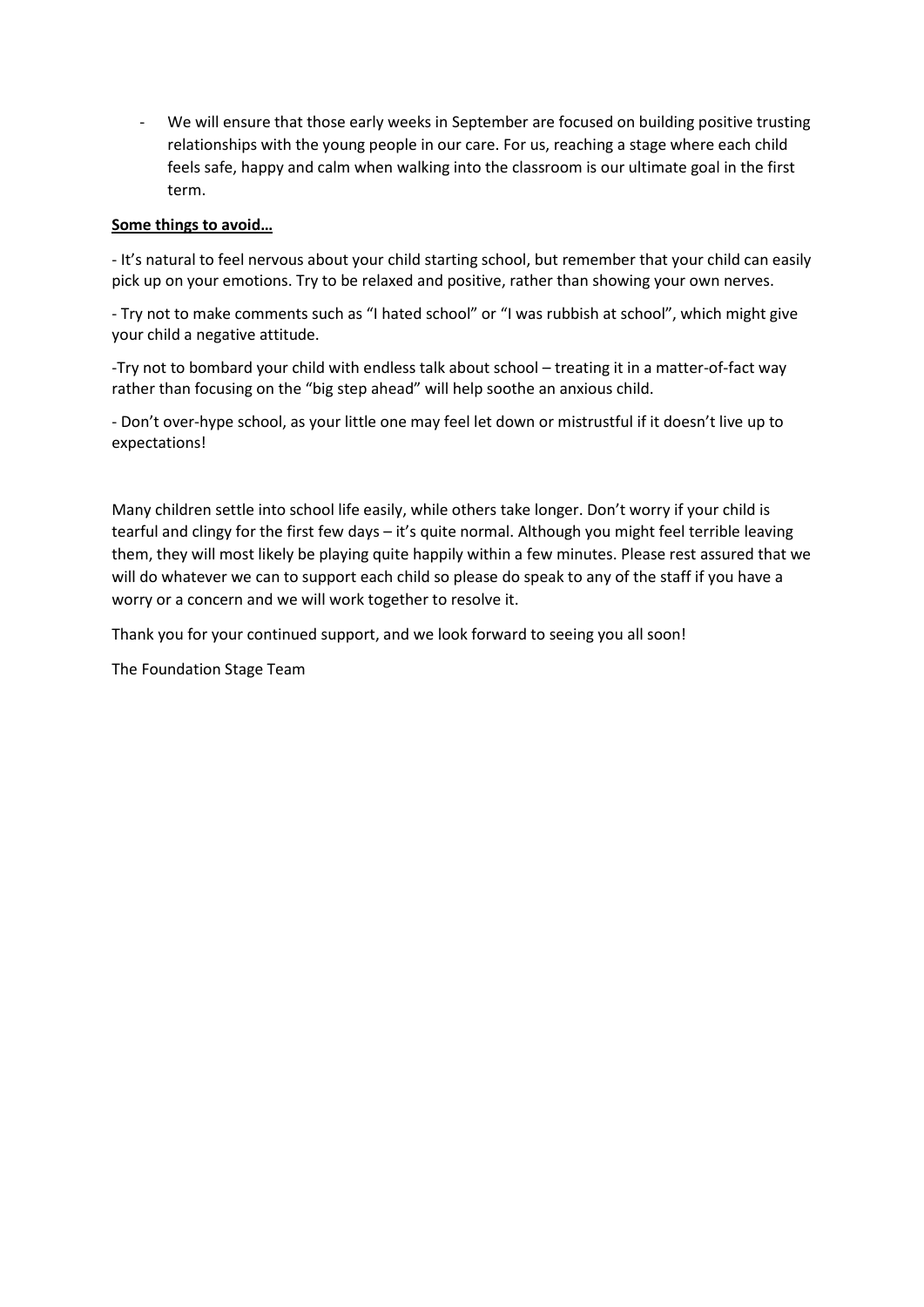- We will ensure that those early weeks in September are focused on building positive trusting relationships with the young people in our care. For us, reaching a stage where each child feels safe, happy and calm when walking into the classroom is our ultimate goal in the first term.

**Some things to avoid…**

- It's natural to feel nervous about your child starting school, but remember that your child can easily pick up on your emotions. Try to be relaxed and positive, rather than showing your own nerves.

- Try not to make comments such as "I hated school" or "I was rubbish at school", which might give your child a negative attitude.

-Try not to bombard your child with endless talk about school – treating it in a matter-of-fact way rather than focusing on the "big step ahead" will help soothe an anxious child.

- Don't over-hype school, as your little one may feel let down or mistrustful if it doesn't live up to expectations!

Many children settle into school life easily, while others take longer. Don't worry if your child is tearful and clingy for the first few days – it's quite normal. Although you might feel terrible leaving them, they will most likely be playing quite happily within a few minutes. Please rest assured that we will do whatever we can to support each child so please do speak to any of the staff if you have a worry or a concern and we will work together to resolve it.

Thank you for your continued support, and we look forward to seeing you all soon!

The Foundation Stage Team